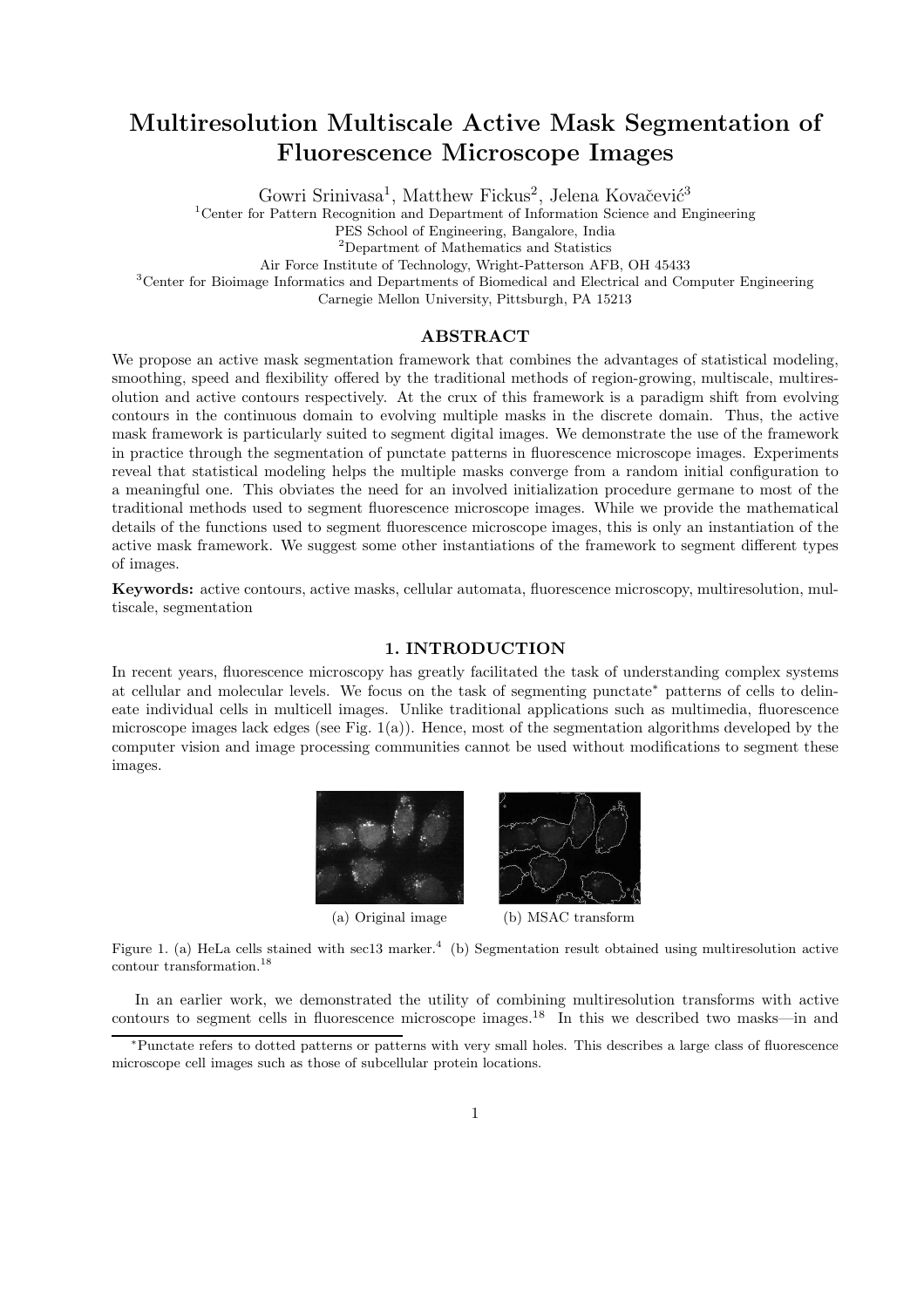# Multiresolution Multiscale Active Mask Segmentation of Fluorescence Microscope Images

Gowri Srinivasa[1], Matthew Fickus[2], Jelena Kovačević[3]

[1]Center for Pattern Recognition and Department of Information Science and Engineering
PES School of Engineering, Bangalore, India
[2]Department of Mathematics and Statistics
Air Force Institute of Technology, Wright-Patterson AFB, OH 45433
[3]Center for Bioimage Informatics and Departments of Biomedical and Electrical and Computer Engineering
Carnegie Mellon University, Pittsburgh, PA 15213

## ABSTRACT

We propose an active mask segmentation framework that combines the advantages of statistical modeling, smoothing, speed and flexibility offered by the traditional methods of region-growing, multiscale, multiresolution and active contours respectively. At the crux of this framework is a paradigm shift from evolving contours in the continuous domain to evolving multiple masks in the discrete domain. Thus, the active mask framework is particularly suited to segment digital images. We demonstrate the use of the framework in practice through the segmentation of punctate patterns in fluorescence microscope images. Experiments reveal that statistical modeling helps the multiple masks converge from a random initial configuration to a meaningful one. This obviates the need for an involved initialization procedure germane to most of the traditional methods used to segment fluorescence microscope images. While we provide the mathematical details of the functions used to segment fluorescence microscope images, this is only an instantiation of the active mask framework. We suggest some other instantiations of the framework to segment different types of images.

**Keywords:** active contours, active masks, cellular automata, fluorescence microscopy, multiresolution, multiscale, segmentation

## 1. INTRODUCTION

In recent years, fluorescence microscopy has greatly facilitated the task of understanding complex systems at cellular and molecular levels. We focus on the task of segmenting punctate* patterns of cells to delineate individual cells in multicell images. Unlike traditional applications such as multimedia, fluorescence microscope images lack edges (see Fig. 1(a)). Hence, most of the segmentation algorithms developed by the computer vision and image processing communities cannot be used without modifications to segment these images.

(a) Original image (b) MSAC transform

Figure 1. (a) HeLa cells stained with sec13 marker.[4] (b) Segmentation result obtained using multiresolution active contour transformation.[18]

In an earlier work, we demonstrated the utility of combining multiresolution transforms with active contours to segment cells in fluorescence microscope images.[18] In this we described two masks—in and

*Punctate refers to dotted patterns or patterns with very small holes. This describes a large class of fluorescence microscope cell images such as those of subcellular protein locations.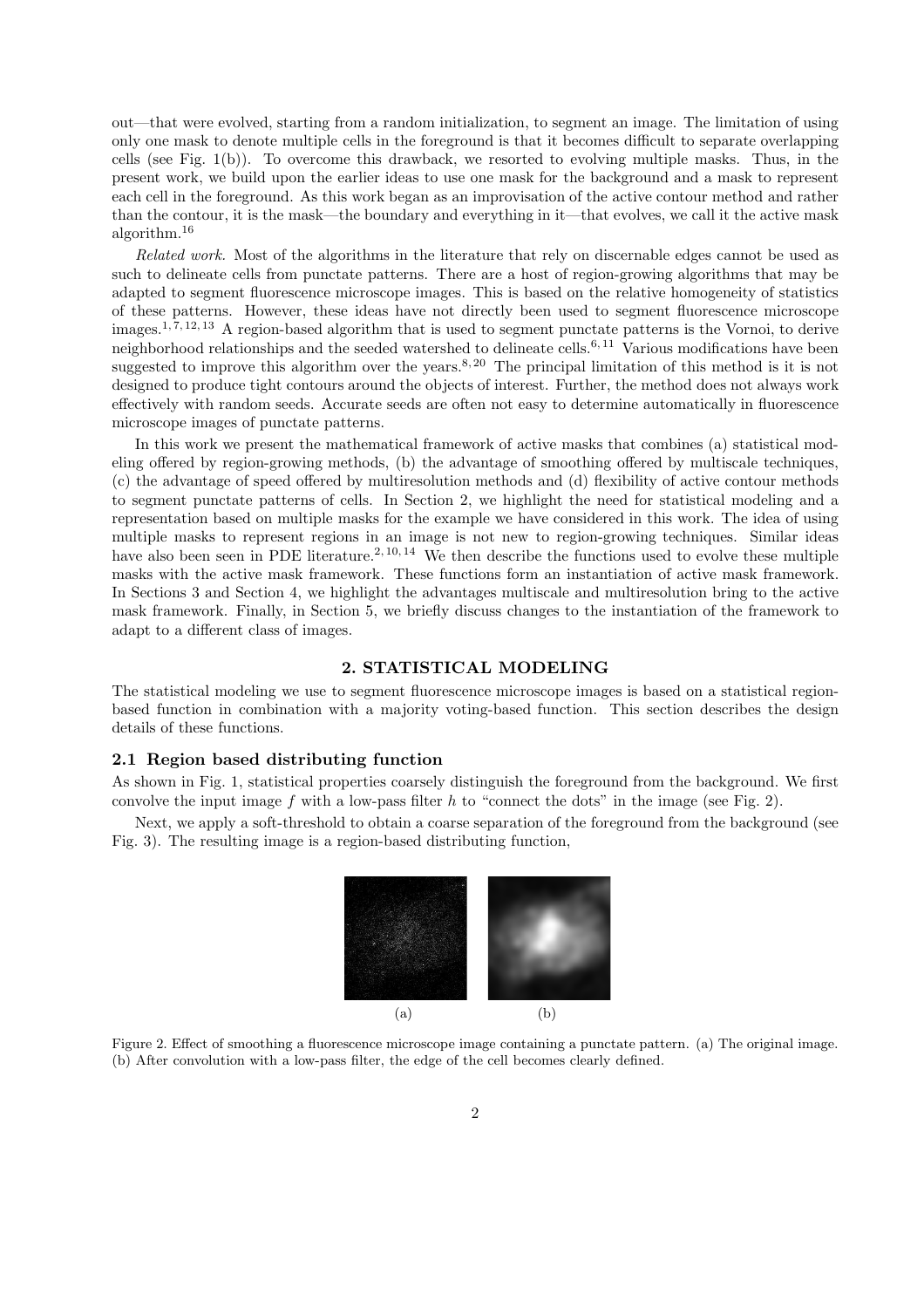out—that were evolved, starting from a random initialization, to segment an image. The limitation of using only one mask to denote multiple cells in the foreground is that it becomes difficult to separate overlapping cells (see Fig. 1(b)). To overcome this drawback, we resorted to evolving multiple masks. Thus, in the present work, we build upon the earlier ideas to use one mask for the background and a mask to represent each cell in the foreground. As this work began as an improvisation of the active contour method and rather than the contour, it is the mask—the boundary and everything in it—that evolves, we call it the active mask algorithm.[16]

*Related work.* Most of the algorithms in the literature that rely on discernable edges cannot be used as such to delineate cells from punctate patterns. There are a host of region-growing algorithms that may be adapted to segment fluorescence microscope images. This is based on the relative homogeneity of statistics of these patterns. However, these ideas have not directly been used to segment fluorescence microscope images.[1,7,12,13] A region-based algorithm that is used to segment punctate patterns is the Vornoi, to derive neighborhood relationships and the seeded watershed to delineate cells.[6,11] Various modifications have been suggested to improve this algorithm over the years.[8,20] The principal limitation of this method is it is not designed to produce tight contours around the objects of interest. Further, the method does not always work effectively with random seeds. Accurate seeds are often not easy to determine automatically in fluorescence microscope images of punctate patterns.

In this work we present the mathematical framework of active masks that combines (a) statistical modeling offered by region-growing methods, (b) the advantage of smoothing offered by multiscale techniques, (c) the advantage of speed offered by multiresolution methods and (d) flexibility of active contour methods to segment punctate patterns of cells. In Section 2, we highlight the need for statistical modeling and a representation based on multiple masks for the example we have considered in this work. The idea of using multiple masks to represent regions in an image is not new to region-growing techniques. Similar ideas have also been seen in PDE literature.[2,10,14] We then describe the functions used to evolve these multiple masks with the active mask framework. These functions form an instantiation of active mask framework. In Sections 3 and Section 4, we highlight the advantages multiscale and multiresolution bring to the active mask framework. Finally, in Section 5, we briefly discuss changes to the instantiation of the framework to adapt to a different class of images.

## 2. STATISTICAL MODELING

The statistical modeling we use to segment fluorescence microscope images is based on a statistical region-based function in combination with a majority voting-based function. This section describes the design details of these functions.

### 2.1 Region based distributing function

As shown in Fig. 1, statistical properties coarsely distinguish the foreground from the background. We first convolve the input image $f$ with a low-pass filter $h$ to "connect the dots" in the image (see Fig. 2).

Next, we apply a soft-threshold to obtain a coarse separation of the foreground from the background (see Fig. 3). The resulting image is a region-based distributing function,

(a) (b)

Figure 2. Effect of smoothing a fluorescence microscope image containing a punctate pattern. (a) The original image. (b) After convolution with a low-pass filter, the edge of the cell becomes clearly defined.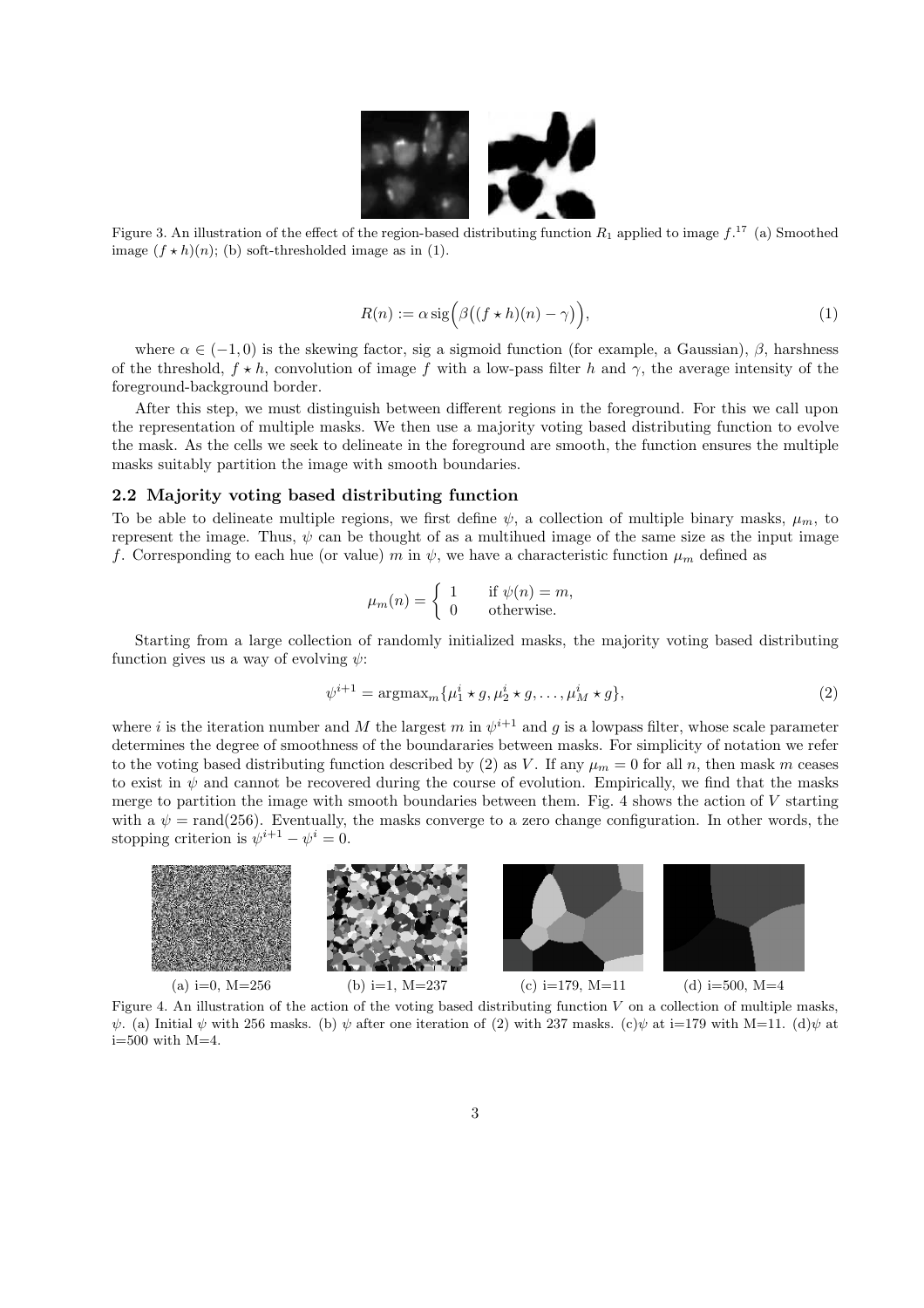Figure 3. An illustration of the effect of the region-based distributing function $R_1$ applied to image $f$.[17] (a) Smoothed image $(f \star h)(n)$; (b) soft-thresholded image as in (1).

$$R(n) := \alpha \, \mathrm{sig}\Big(\beta\big((f \star h)(n) - \gamma\big)\Big), \tag{1}$$

where $\alpha \in (-1, 0)$ is the skewing factor, sig a sigmoid function (for example, a Gaussian), $\beta$, harshness of the threshold, $f \star h$, convolution of image $f$ with a low-pass filter $h$ and $\gamma$, the average intensity of the foreground-background border.

After this step, we must distinguish between different regions in the foreground. For this we call upon the representation of multiple masks. We then use a majority voting based distributing function to evolve the mask. As the cells we seek to delineate in the foreground are smooth, the function ensures the multiple masks suitably partition the image with smooth boundaries.

## 2.2 Majority voting based distributing function

To be able to delineate multiple regions, we first define $\psi$, a collection of multiple binary masks, $\mu_m$, to represent the image. Thus, $\psi$ can be thought of as a multihued image of the same size as the input image $f$. Corresponding to each hue (or value) $m$ in $\psi$, we have a characteristic function $\mu_m$ defined as

$$\mu_m(n) = \begin{cases} 1 & \text{if } \psi(n) = m, \\ 0 & \text{otherwise.} \end{cases}$$

Starting from a large collection of randomly initialized masks, the majority voting based distributing function gives us a way of evolving $\psi$:

$$\psi^{i+1} = \mathrm{argmax}_m \{\mu_1^i \star g, \mu_2^i \star g, \ldots, \mu_M^i \star g\}, \tag{2}$$

where $i$ is the iteration number and $M$ the largest $m$ in $\psi^{i+1}$ and $g$ is a lowpass filter, whose scale parameter determines the degree of smoothness of the boundararies between masks. For simplicity of notation we refer to the voting based distributing function described by (2) as $V$. If any $\mu_m = 0$ for all $n$, then mask $m$ ceases to exist in $\psi$ and cannot be recovered during the course of evolution. Empirically, we find that the masks merge to partition the image with smooth boundaries between them. Fig. 4 shows the action of $V$ starting with a $\psi = \mathrm{rand}(256)$. Eventually, the masks converge to a zero change configuration. In other words, the stopping criterion is $\psi^{i+1} - \psi^i = 0$.

(a) i=0, M=256 (b) i=1, M=237 (c) i=179, M=11 (d) i=500, M=4

Figure 4. An illustration of the action of the voting based distributing function $V$ on a collection of multiple masks, $\psi$. (a) Initial $\psi$ with 256 masks. (b) $\psi$ after one iteration of (2) with 237 masks. (c)$\psi$ at i=179 with M=11. (d)$\psi$ at i=500 with M=4.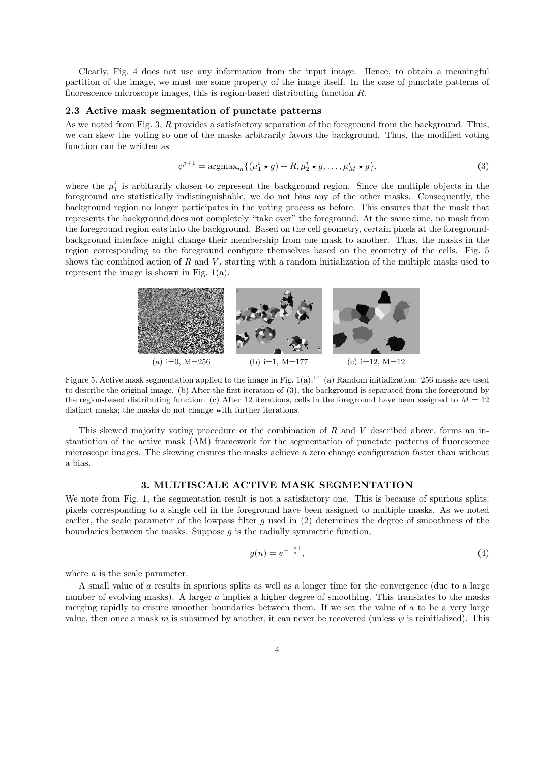Clearly, Fig. 4 does not use any information from the input image. Hence, to obtain a meaningful partition of the image, we must use some property of the image itself. In the case of punctate patterns of fluorescence microscope images, this is region-based distributing function $R$.

### 2.3 Active mask segmentation of punctate patterns

As we noted from Fig. 3, $R$ provides a satisfactory separation of the foreground from the background. Thus, we can skew the voting so one of the masks arbitrarily favors the background. Thus, the modified voting function can be written as

$$\psi^{i+1} = \text{argmax}_m\{(\mu_1^i \star g) + R, \mu_2^i \star g, \ldots, \mu_M^i \star g\}, \tag{3}$$

where the $\mu_1^i$ is arbitrarily chosen to represent the background region. Since the multiple objects in the foreground are statistically indistinguishable, we do not bias any of the other masks. Consequently, the background region no longer participates in the voting process as before. This ensures that the mask that represents the background does not completely "take over" the foreground. At the same time, no mask from the foreground region eats into the background. Based on the cell geometry, certain pixels at the foreground-background interface might change their membership from one mask to another. Thus, the masks in the region corresponding to the foreground configure themselves based on the geometry of the cells. Fig. 5 shows the combined action of $R$ and $V$, starting with a random initialization of the multiple masks used to represent the image is shown in Fig. 1(a).

(a) i=0, M=256 (b) i=1, M=177 (c) i=12, M=12

Figure 5. Active mask segmentation applied to the image in Fig. 1(a).[17] (a) Random initialization: 256 masks are used to describe the original image. (b) After the first iteration of (3), the background is separated from the foreground by the region-based distributing function. (c) After 12 iterations, cells in the foreground have been assigned to $M = 12$ distinct masks; the masks do not change with further iterations.

This skewed majority voting procedure or the combination of $R$ and $V$ described above, forms an instantiation of the active mask (AM) framework for the segmentation of punctate patterns of fluorescence microscope images. The skewing ensures the masks achieve a zero change configuration faster than without a bias.

## 3. MULTISCALE ACTIVE MASK SEGMENTATION

We note from Fig. 1, the segmentation result is not a satisfactory one. This is because of spurious splits: pixels corresponding to a single cell in the foreground have been assigned to multiple masks. As we noted earlier, the scale parameter of the lowpass filter $g$ used in (2) determines the degree of smoothness of the boundaries between the masks. Suppose $g$ is the radially symmetric function,

$$g(n) = e^{-\frac{\|n\|}{a}}, \tag{4}$$

where $a$ is the scale parameter.

A small value of $a$ results in spurious splits as well as a longer time for the convergence (due to a large number of evolving masks). A larger $a$ implies a higher degree of smoothing. This translates to the masks merging rapidly to ensure smoother boundaries between them. If we set the value of $a$ to be a very large value, then once a mask $m$ is subsumed by another, it can never be recovered (unless $\psi$ is reinitialized). This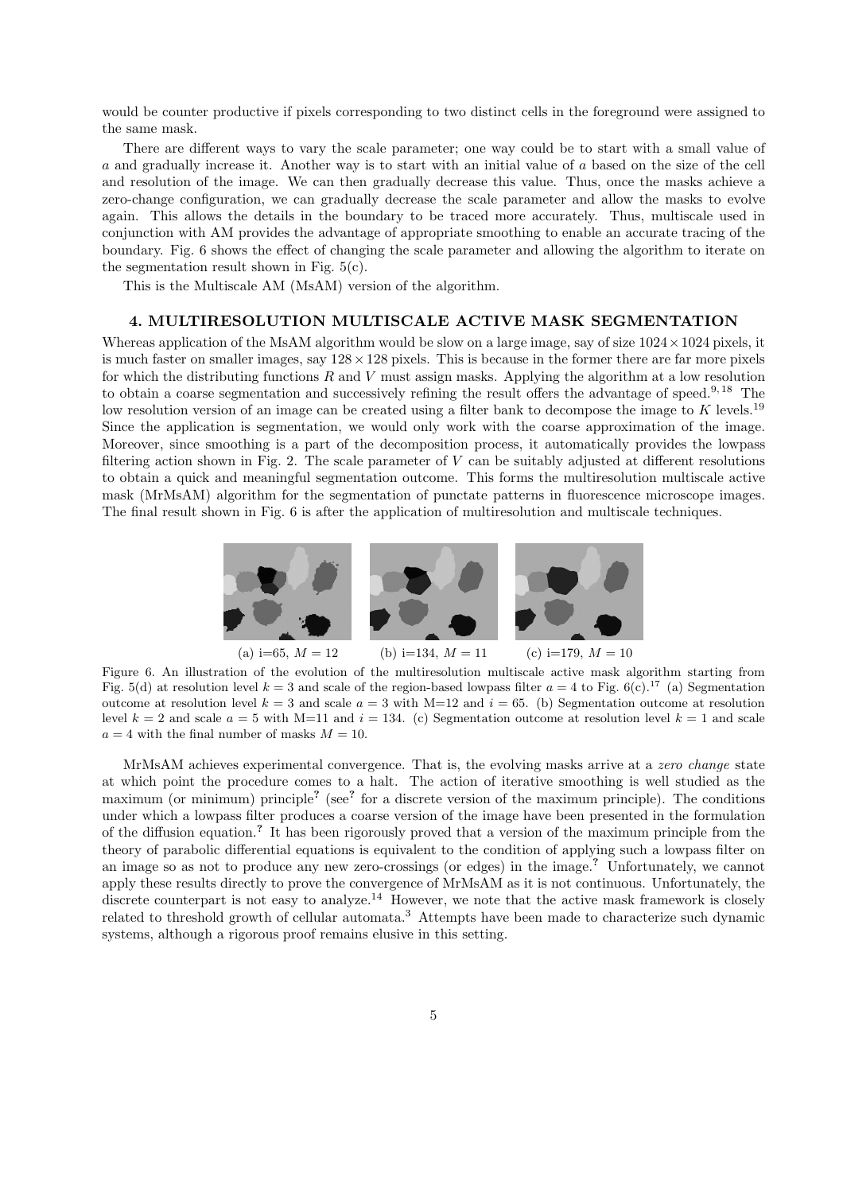would be counter productive if pixels corresponding to two distinct cells in the foreground were assigned to the same mask.

There are different ways to vary the scale parameter; one way could be to start with a small value of $a$ and gradually increase it. Another way is to start with an initial value of $a$ based on the size of the cell and resolution of the image. We can then gradually decrease this value. Thus, once the masks achieve a zero-change configuration, we can gradually decrease the scale parameter and allow the masks to evolve again. This allows the details in the boundary to be traced more accurately. Thus, multiscale used in conjunction with AM provides the advantage of appropriate smoothing to enable an accurate tracing of the boundary. Fig. 6 shows the effect of changing the scale parameter and allowing the algorithm to iterate on the segmentation result shown in Fig. 5(c).

This is the Multiscale AM (MsAM) version of the algorithm.

## 4. MULTIRESOLUTION MULTISCALE ACTIVE MASK SEGMENTATION

Whereas application of the MsAM algorithm would be slow on a large image, say of size $1024 \times 1024$ pixels, it is much faster on smaller images, say $128 \times 128$ pixels. This is because in the former there are far more pixels for which the distributing functions $R$ and $V$ must assign masks. Applying the algorithm at a low resolution to obtain a coarse segmentation and successively refining the result offers the advantage of speed.[9,18] The low resolution version of an image can be created using a filter bank to decompose the image to $K$ levels.[19] Since the application is segmentation, we would only work with the coarse approximation of the image. Moreover, since smoothing is a part of the decomposition process, it automatically provides the lowpass filtering action shown in Fig. 2. The scale parameter of $V$ can be suitably adjusted at different resolutions to obtain a quick and meaningful segmentation outcome. This forms the multiresolution multiscale active mask (MrMsAM) algorithm for the segmentation of punctate patterns in fluorescence microscope images. The final result shown in Fig. 6 is after the application of multiresolution and multiscale techniques.

(a) i=65, $M = 12$ (b) i=134, $M = 11$ (c) i=179, $M = 10$

Figure 6. An illustration of the evolution of the multiresolution multiscale active mask algorithm starting from Fig. 5(d) at resolution level $k = 3$ and scale of the region-based lowpass filter $a = 4$ to Fig. 6(c).[17] (a) Segmentation outcome at resolution level $k = 3$ and scale $a = 3$ with M=12 and $i = 65$. (b) Segmentation outcome at resolution level $k = 2$ and scale $a = 5$ with M=11 and $i = 134$. (c) Segmentation outcome at resolution level $k = 1$ and scale $a = 4$ with the final number of masks $M = 10$.

MrMsAM achieves experimental convergence. That is, the evolving masks arrive at a *zero change* state at which point the procedure comes to a halt. The action of iterative smoothing is well studied as the maximum (or minimum) principle[?] (see[?] for a discrete version of the maximum principle). The conditions under which a lowpass filter produces a coarse version of the image have been presented in the formulation of the diffusion equation.[?] It has been rigorously proved that a version of the maximum principle from the theory of parabolic differential equations is equivalent to the condition of applying such a lowpass filter on an image so as not to produce any new zero-crossings (or edges) in the image.[?] Unfortunately, we cannot apply these results directly to prove the convergence of MrMsAM as it is not continuous. Unfortunately, the discrete counterpart is not easy to analyze.[14] However, we note that the active mask framework is closely related to threshold growth of cellular automata.[3] Attempts have been made to characterize such dynamic systems, although a rigorous proof remains elusive in this setting.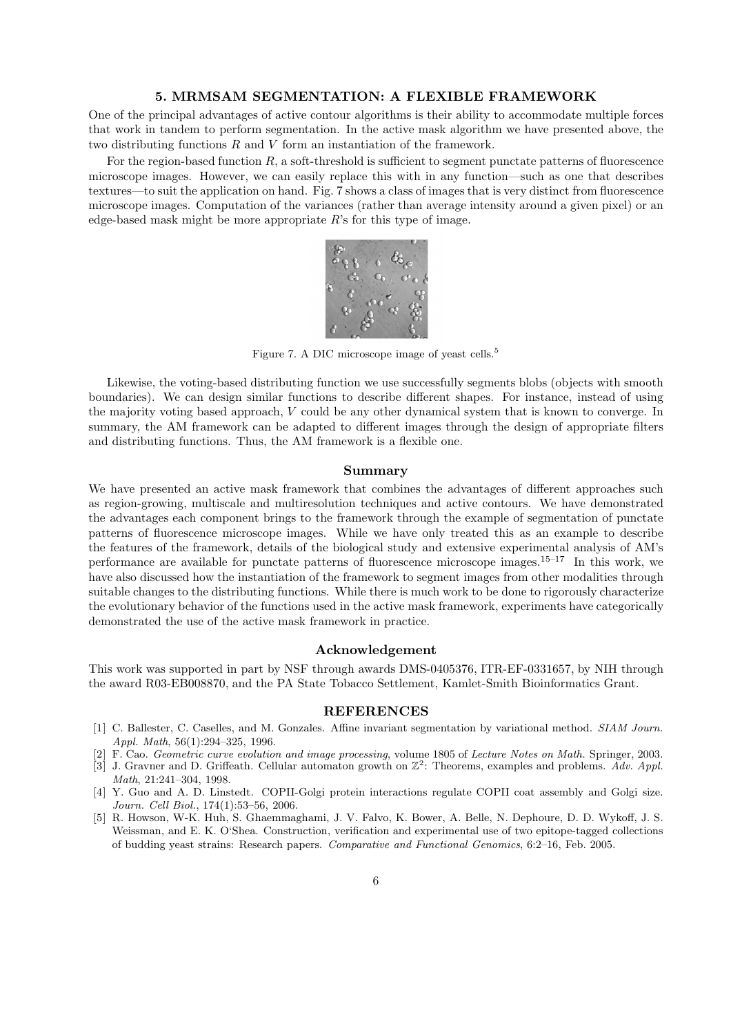## 5. MRMSAM SEGMENTATION: A FLEXIBLE FRAMEWORK

One of the principal advantages of active contour algorithms is their ability to accommodate multiple forces that work in tandem to perform segmentation. In the active mask algorithm we have presented above, the two distributing functions $R$ and $V$ form an instantiation of the framework.

For the region-based function $R$, a soft-threshold is sufficient to segment punctate patterns of fluorescence microscope images. However, we can easily replace this with in any function—such as one that describes textures—to suit the application on hand. Fig. 7 shows a class of images that is very distinct from fluorescence microscope images. Computation of the variances (rather than average intensity around a given pixel) or an edge-based mask might be more appropriate $R$'s for this type of image.

Figure 7. A DIC microscope image of yeast cells.[5]

Likewise, the voting-based distributing function we use successfully segments blobs (objects with smooth boundaries). We can design similar functions to describe different shapes. For instance, instead of using the majority voting based approach, $V$ could be any other dynamical system that is known to converge. In summary, the AM framework can be adapted to different images through the design of appropriate filters and distributing functions. Thus, the AM framework is a flexible one.

### Summary

We have presented an active mask framework that combines the advantages of different approaches such as region-growing, multiscale and multiresolution techniques and active contours. We have demonstrated the advantages each component brings to the framework through the example of segmentation of punctate patterns of fluorescence microscope images. While we have only treated this as an example to describe the features of the framework, details of the biological study and extensive experimental analysis of AM's performance are available for punctate patterns of fluorescence microscope images.[15–17] In this work, we have also discussed how the instantiation of the framework to segment images from other modalities through suitable changes to the distributing functions. While there is much work to be done to rigorously characterize the evolutionary behavior of the functions used in the active mask framework, experiments have categorically demonstrated the use of the active mask framework in practice.

### Acknowledgement

This work was supported in part by NSF through awards DMS-0405376, ITR-EF-0331657, by NIH through the award R03-EB008870, and the PA State Tobacco Settlement, Kamlet-Smith Bioinformatics Grant.

## REFERENCES

[1] C. Ballester, C. Caselles, and M. Gonzales. Affine invariant segmentation by variational method. *SIAM Journ. Appl. Math*, 56(1):294–325, 1996.

[2] F. Cao. *Geometric curve evolution and image processing*, volume 1805 of *Lecture Notes on Math.* Springer, 2003.

[3] J. Gravner and D. Griffeath. Cellular automaton growth on $\mathbb{Z}^2$: Theorems, examples and problems. *Adv. Appl. Math*, 21:241–304, 1998.

[4] Y. Guo and A. D. Linstedt. COPII-Golgi protein interactions regulate COPII coat assembly and Golgi size. *Journ. Cell Biol.*, 174(1):53–56, 2006.

[5] R. Howson, W-K. Huh, S. Ghaemmaghami, J. V. Falvo, K. Bower, A. Belle, N. Dephoure, D. D. Wykoff, J. S. Weissman, and E. K. O'Shea. Construction, verification and experimental use of two epitope-tagged collections of budding yeast strains: Research papers. *Comparative and Functional Genomics*, 6:2–16, Feb. 2005.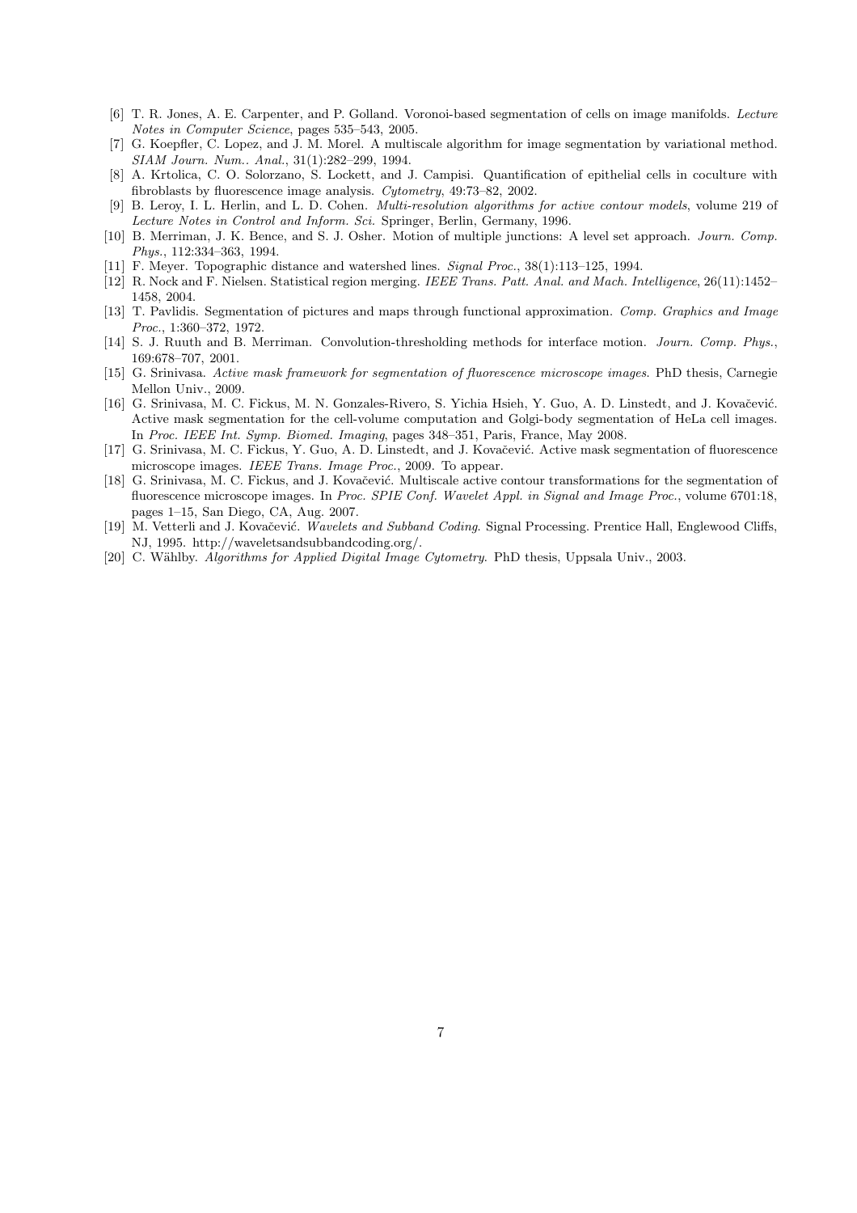[6] T. R. Jones, A. E. Carpenter, and P. Golland. Voronoi-based segmentation of cells on image manifolds. *Lecture Notes in Computer Science*, pages 535–543, 2005.

[7] G. Koepfler, C. Lopez, and J. M. Morel. A multiscale algorithm for image segmentation by variational method. *SIAM Journ. Num.. Anal.*, 31(1):282–299, 1994.

[8] A. Krtolica, C. O. Solorzano, S. Lockett, and J. Campisi. Quantification of epithelial cells in coculture with fibroblasts by fluorescence image analysis. *Cytometry*, 49:73–82, 2002.

[9] B. Leroy, I. L. Herlin, and L. D. Cohen. *Multi-resolution algorithms for active contour models*, volume 219 of *Lecture Notes in Control and Inform. Sci.* Springer, Berlin, Germany, 1996.

[10] B. Merriman, J. K. Bence, and S. J. Osher. Motion of multiple junctions: A level set approach. *Journ. Comp. Phys.*, 112:334–363, 1994.

[11] F. Meyer. Topographic distance and watershed lines. *Signal Proc.*, 38(1):113–125, 1994.

[12] R. Nock and F. Nielsen. Statistical region merging. *IEEE Trans. Patt. Anal. and Mach. Intelligence*, 26(11):1452–1458, 2004.

[13] T. Pavlidis. Segmentation of pictures and maps through functional approximation. *Comp. Graphics and Image Proc.*, 1:360–372, 1972.

[14] S. J. Ruuth and B. Merriman. Convolution-thresholding methods for interface motion. *Journ. Comp. Phys.*, 169:678–707, 2001.

[15] G. Srinivasa. *Active mask framework for segmentation of fluorescence microscope images*. PhD thesis, Carnegie Mellon Univ., 2009.

[16] G. Srinivasa, M. C. Fickus, M. N. Gonzales-Rivero, S. Yichia Hsieh, Y. Guo, A. D. Linstedt, and J. Kovačević. Active mask segmentation for the cell-volume computation and Golgi-body segmentation of HeLa cell images. In *Proc. IEEE Int. Symp. Biomed. Imaging*, pages 348–351, Paris, France, May 2008.

[17] G. Srinivasa, M. C. Fickus, Y. Guo, A. D. Linstedt, and J. Kovačević. Active mask segmentation of fluorescence microscope images. *IEEE Trans. Image Proc.*, 2009. To appear.

[18] G. Srinivasa, M. C. Fickus, and J. Kovačević. Multiscale active contour transformations for the segmentation of fluorescence microscope images. In *Proc. SPIE Conf. Wavelet Appl. in Signal and Image Proc.*, volume 6701:18, pages 1–15, San Diego, CA, Aug. 2007.

[19] M. Vetterli and J. Kovačević. *Wavelets and Subband Coding*. Signal Processing. Prentice Hall, Englewood Cliffs, NJ, 1995. http://waveletsandsubbandcoding.org/.

[20] C. Wählby. *Algorithms for Applied Digital Image Cytometry*. PhD thesis, Uppsala Univ., 2003.